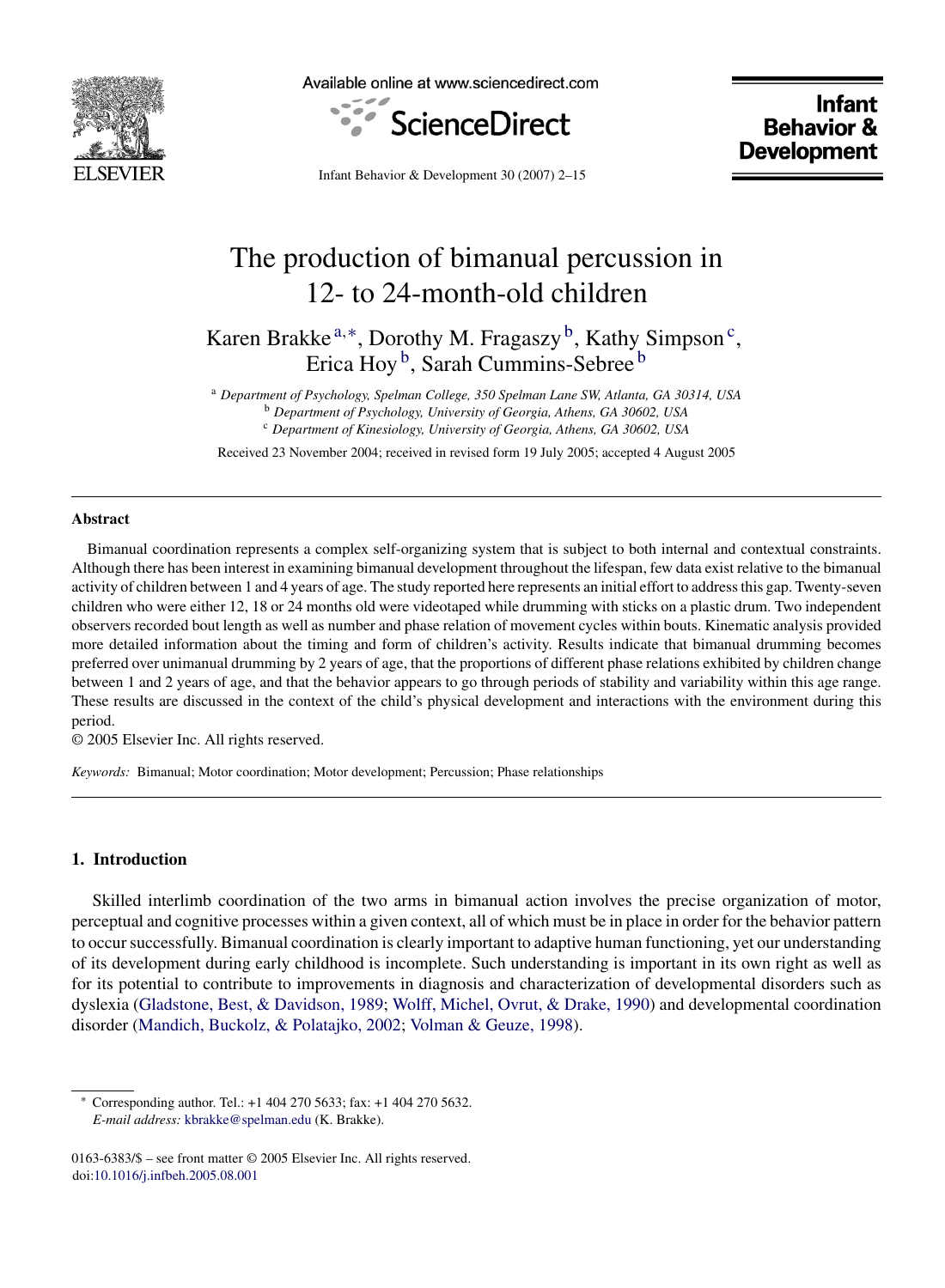# The production of bimanual percussion in 12- to 24-month-old children

Karen Brakke [a,*], Dorothy M. Fragaszy [b], Kathy Simpson [c], Erica Hoy [b], Sarah Cummins-Sebree [b]

[a] *Department of Psychology, Spelman College, 350 Spelman Lane SW, Atlanta, GA 30314, USA*
[b] *Department of Psychology, University of Georgia, Athens, GA 30602, USA*
[c] *Department of Kinesiology, University of Georgia, Athens, GA 30602, USA*

Received 23 November 2004; received in revised form 19 July 2005; accepted 4 August 2005

---

**Abstract**

Bimanual coordination represents a complex self-organizing system that is subject to both internal and contextual constraints. Although there has been interest in examining bimanual development throughout the lifespan, few data exist relative to the bimanual activity of children between 1 and 4 years of age. The study reported here represents an initial effort to address this gap. Twenty-seven children who were either 12, 18 or 24 months old were videotaped while drumming with sticks on a plastic drum. Two independent observers recorded bout length as well as number and phase relation of movement cycles within bouts. Kinematic analysis provided more detailed information about the timing and form of children's activity. Results indicate that bimanual drumming becomes preferred over unimanual drumming by 2 years of age, that the proportions of different phase relations exhibited by children change between 1 and 2 years of age, and that the behavior appears to go through periods of stability and variability within this age range. These results are discussed in the context of the child's physical development and interactions with the environment during this period.

© 2005 Elsevier Inc. All rights reserved.

*Keywords:* Bimanual; Motor coordination; Motor development; Percussion; Phase relationships

---

## 1. Introduction

Skilled interlimb coordination of the two arms in bimanual action involves the precise organization of motor, perceptual and cognitive processes within a given context, all of which must be in place in order for the behavior pattern to occur successfully. Bimanual coordination is clearly important to adaptive human functioning, yet our understanding of its development during early childhood is incomplete. Such understanding is important in its own right as well as for its potential to contribute to improvements in diagnosis and characterization of developmental disorders such as dyslexia (Gladstone, Best, & Davidson, 1989; Wolff, Michel, Ovrut, & Drake, 1990) and developmental coordination disorder (Mandich, Buckolz, & Polatajko, 2002; Volman & Geuze, 1998).

---

* Corresponding author. Tel.: +1 404 270 5633; fax: +1 404 270 5632.
*E-mail address:* kbrakke@spelman.edu (K. Brakke).

0163-6383/$ – see front matter © 2005 Elsevier Inc. All rights reserved.
doi:10.1016/j.infbeh.2005.08.001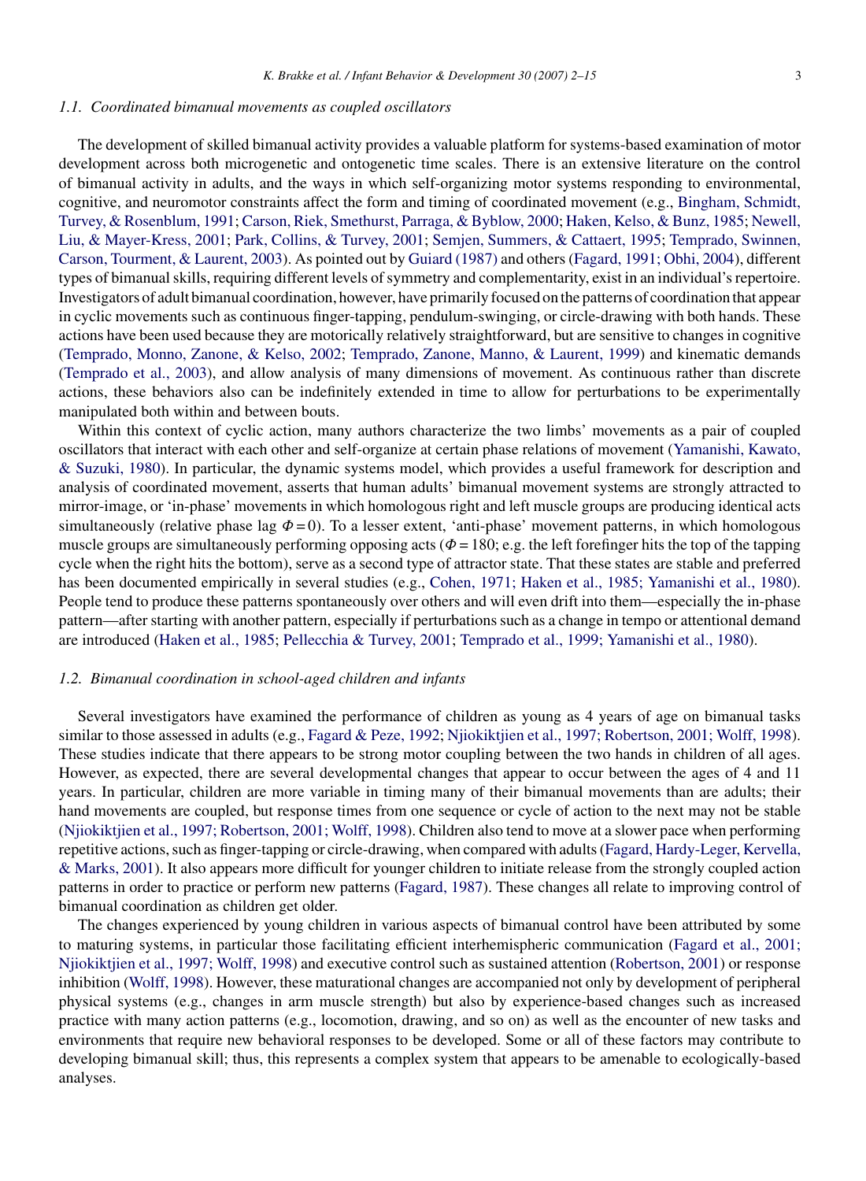### 1.1. Coordinated bimanual movements as coupled oscillators

The development of skilled bimanual activity provides a valuable platform for systems-based examination of motor development across both microgenetic and ontogenetic time scales. There is an extensive literature on the control of bimanual activity in adults, and the ways in which self-organizing motor systems responding to environmental, cognitive, and neuromotor constraints affect the form and timing of coordinated movement (e.g., Bingham, Schmidt, Turvey, & Rosenblum, 1991; Carson, Riek, Smethurst, Parraga, & Byblow, 2000; Haken, Kelso, & Bunz, 1985; Newell, Liu, & Mayer-Kress, 2001; Park, Collins, & Turvey, 2001; Semjen, Summers, & Cattaert, 1995; Temprado, Swinnen, Carson, Tourment, & Laurent, 2003). As pointed out by Guiard (1987) and others (Fagard, 1991; Obhi, 2004), different types of bimanual skills, requiring different levels of symmetry and complementarity, exist in an individual's repertoire. Investigators of adult bimanual coordination, however, have primarily focused on the patterns of coordination that appear in cyclic movements such as continuous finger-tapping, pendulum-swinging, or circle-drawing with both hands. These actions have been used because they are motorically relatively straightforward, but are sensitive to changes in cognitive (Temprado, Monno, Zanone, & Kelso, 2002; Temprado, Zanone, Manno, & Laurent, 1999) and kinematic demands (Temprado et al., 2003), and allow analysis of many dimensions of movement. As continuous rather than discrete actions, these behaviors also can be indefinitely extended in time to allow for perturbations to be experimentally manipulated both within and between bouts.

Within this context of cyclic action, many authors characterize the two limbs' movements as a pair of coupled oscillators that interact with each other and self-organize at certain phase relations of movement (Yamanishi, Kawato, & Suzuki, 1980). In particular, the dynamic systems model, which provides a useful framework for description and analysis of coordinated movement, asserts that human adults' bimanual movement systems are strongly attracted to mirror-image, or 'in-phase' movements in which homologous right and left muscle groups are producing identical acts simultaneously (relative phase lag $\Phi = 0$). To a lesser extent, 'anti-phase' movement patterns, in which homologous muscle groups are simultaneously performing opposing acts ($\Phi = 180$; e.g. the left forefinger hits the top of the tapping cycle when the right hits the bottom), serve as a second type of attractor state. That these states are stable and preferred has been documented empirically in several studies (e.g., Cohen, 1971; Haken et al., 1985; Yamanishi et al., 1980). People tend to produce these patterns spontaneously over others and will even drift into them—especially the in-phase pattern—after starting with another pattern, especially if perturbations such as a change in tempo or attentional demand are introduced (Haken et al., 1985; Pellecchia & Turvey, 2001; Temprado et al., 1999; Yamanishi et al., 1980).

### 1.2. Bimanual coordination in school-aged children and infants

Several investigators have examined the performance of children as young as 4 years of age on bimanual tasks similar to those assessed in adults (e.g., Fagard & Peze, 1992; Njiokiktjien et al., 1997; Robertson, 2001; Wolff, 1998). These studies indicate that there appears to be strong motor coupling between the two hands in children of all ages. However, as expected, there are several developmental changes that appear to occur between the ages of 4 and 11 years. In particular, children are more variable in timing many of their bimanual movements than are adults; their hand movements are coupled, but response times from one sequence or cycle of action to the next may not be stable (Njiokiktjien et al., 1997; Robertson, 2001; Wolff, 1998). Children also tend to move at a slower pace when performing repetitive actions, such as finger-tapping or circle-drawing, when compared with adults (Fagard, Hardy-Leger, Kervella, & Marks, 2001). It also appears more difficult for younger children to initiate release from the strongly coupled action patterns in order to practice or perform new patterns (Fagard, 1987). These changes all relate to improving control of bimanual coordination as children get older.

The changes experienced by young children in various aspects of bimanual control have been attributed by some to maturing systems, in particular those facilitating efficient interhemispheric communication (Fagard et al., 2001; Njiokiktjien et al., 1997; Wolff, 1998) and executive control such as sustained attention (Robertson, 2001) or response inhibition (Wolff, 1998). However, these maturational changes are accompanied not only by development of peripheral physical systems (e.g., changes in arm muscle strength) but also by experience-based changes such as increased practice with many action patterns (e.g., locomotion, drawing, and so on) as well as the encounter of new tasks and environments that require new behavioral responses to be developed. Some or all of these factors may contribute to developing bimanual skill; thus, this represents a complex system that appears to be amenable to ecologically-based analyses.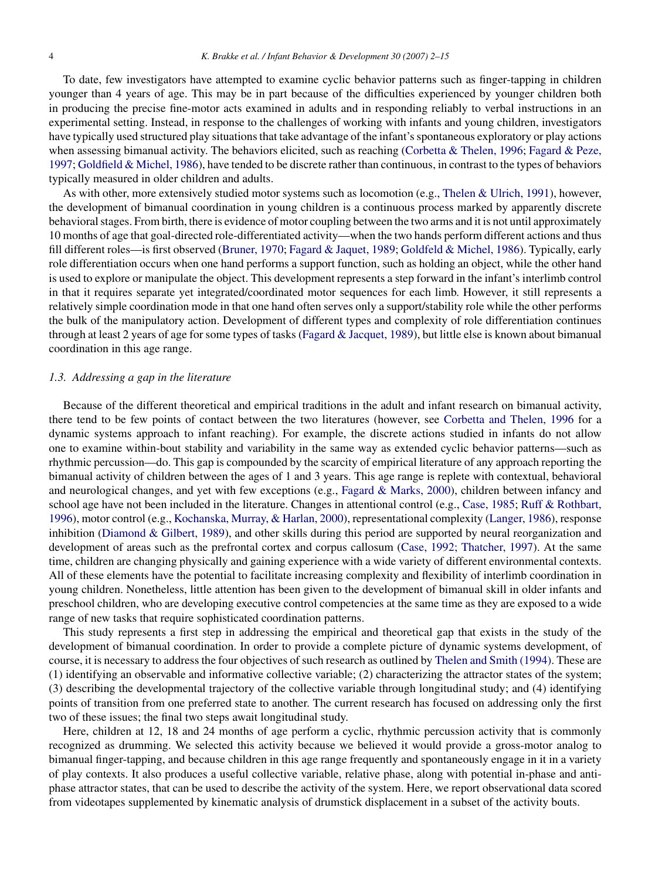To date, few investigators have attempted to examine cyclic behavior patterns such as finger-tapping in children younger than 4 years of age. This may be in part because of the difficulties experienced by younger children both in producing the precise fine-motor acts examined in adults and in responding reliably to verbal instructions in an experimental setting. Instead, in response to the challenges of working with infants and young children, investigators have typically used structured play situations that take advantage of the infant's spontaneous exploratory or play actions when assessing bimanual activity. The behaviors elicited, such as reaching (Corbetta & Thelen, 1996; Fagard & Peze, 1997; Goldfield & Michel, 1986), have tended to be discrete rather than continuous, in contrast to the types of behaviors typically measured in older children and adults.

As with other, more extensively studied motor systems such as locomotion (e.g., Thelen & Ulrich, 1991), however, the development of bimanual coordination in young children is a continuous process marked by apparently discrete behavioral stages. From birth, there is evidence of motor coupling between the two arms and it is not until approximately 10 months of age that goal-directed role-differentiated activity—when the two hands perform different actions and thus fill different roles—is first observed (Bruner, 1970; Fagard & Jaquet, 1989; Goldfeld & Michel, 1986). Typically, early role differentiation occurs when one hand performs a support function, such as holding an object, while the other hand is used to explore or manipulate the object. This development represents a step forward in the infant's interlimb control in that it requires separate yet integrated/coordinated motor sequences for each limb. However, it still represents a relatively simple coordination mode in that one hand often serves only a support/stability role while the other performs the bulk of the manipulatory action. Development of different types and complexity of role differentiation continues through at least 2 years of age for some types of tasks (Fagard & Jacquet, 1989), but little else is known about bimanual coordination in this age range.

### *1.3. Addressing a gap in the literature*

Because of the different theoretical and empirical traditions in the adult and infant research on bimanual activity, there tend to be few points of contact between the two literatures (however, see Corbetta and Thelen, 1996 for a dynamic systems approach to infant reaching). For example, the discrete actions studied in infants do not allow one to examine within-bout stability and variability in the same way as extended cyclic behavior patterns—such as rhythmic percussion—do. This gap is compounded by the scarcity of empirical literature of any approach reporting the bimanual activity of children between the ages of 1 and 3 years. This age range is replete with contextual, behavioral and neurological changes, and yet with few exceptions (e.g., Fagard & Marks, 2000), children between infancy and school age have not been included in the literature. Changes in attentional control (e.g., Case, 1985; Ruff & Rothbart, 1996), motor control (e.g., Kochanska, Murray, & Harlan, 2000), representational complexity (Langer, 1986), response inhibition (Diamond & Gilbert, 1989), and other skills during this period are supported by neural reorganization and development of areas such as the prefrontal cortex and corpus callosum (Case, 1992; Thatcher, 1997). At the same time, children are changing physically and gaining experience with a wide variety of different environmental contexts. All of these elements have the potential to facilitate increasing complexity and flexibility of interlimb coordination in young children. Nonetheless, little attention has been given to the development of bimanual skill in older infants and preschool children, who are developing executive control competencies at the same time as they are exposed to a wide range of new tasks that require sophisticated coordination patterns.

This study represents a first step in addressing the empirical and theoretical gap that exists in the study of the development of bimanual coordination. In order to provide a complete picture of dynamic systems development, of course, it is necessary to address the four objectives of such research as outlined by Thelen and Smith (1994). These are (1) identifying an observable and informative collective variable; (2) characterizing the attractor states of the system; (3) describing the developmental trajectory of the collective variable through longitudinal study; and (4) identifying points of transition from one preferred state to another. The current research has focused on addressing only the first two of these issues; the final two steps await longitudinal study.

Here, children at 12, 18 and 24 months of age perform a cyclic, rhythmic percussion activity that is commonly recognized as drumming. We selected this activity because we believed it would provide a gross-motor analog to bimanual finger-tapping, and because children in this age range frequently and spontaneously engage in it in a variety of play contexts. It also produces a useful collective variable, relative phase, along with potential in-phase and anti-phase attractor states, that can be used to describe the activity of the system. Here, we report observational data scored from videotapes supplemented by kinematic analysis of drumstick displacement in a subset of the activity bouts.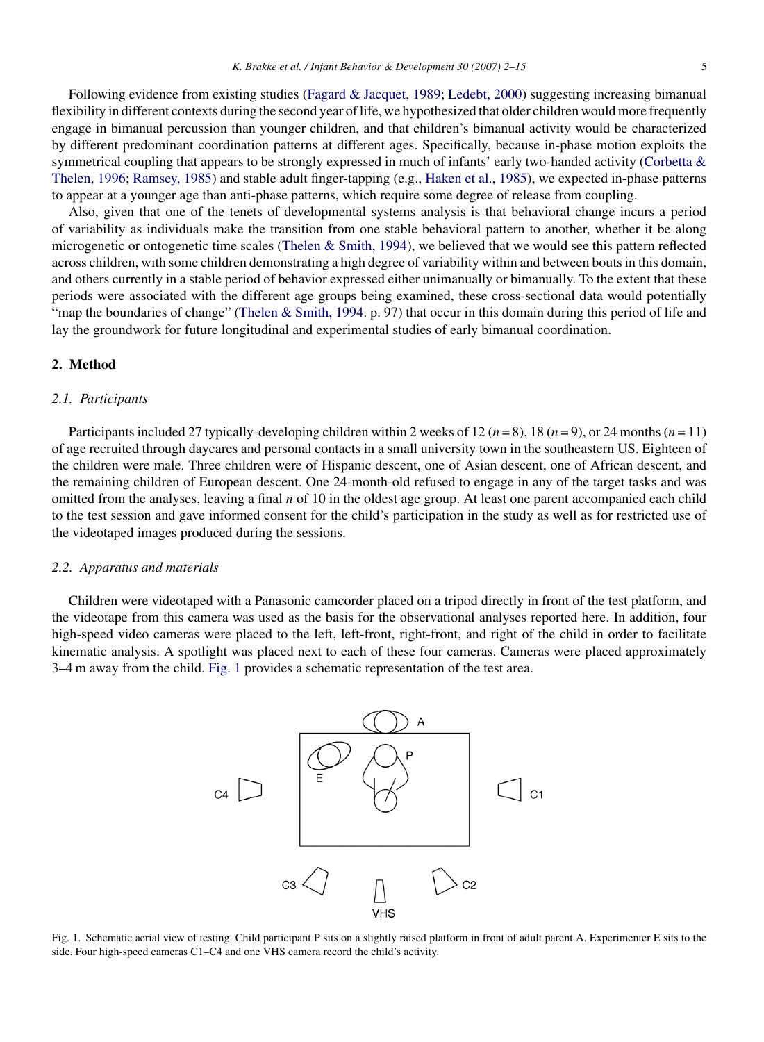Following evidence from existing studies (Fagard & Jacquet, 1989; Ledebt, 2000) suggesting increasing bimanual flexibility in different contexts during the second year of life, we hypothesized that older children would more frequently engage in bimanual percussion than younger children, and that children's bimanual activity would be characterized by different predominant coordination patterns at different ages. Specifically, because in-phase motion exploits the symmetrical coupling that appears to be strongly expressed in much of infants' early two-handed activity (Corbetta & Thelen, 1996; Ramsey, 1985) and stable adult finger-tapping (e.g., Haken et al., 1985), we expected in-phase patterns to appear at a younger age than anti-phase patterns, which require some degree of release from coupling.

Also, given that one of the tenets of developmental systems analysis is that behavioral change incurs a period of variability as individuals make the transition from one stable behavioral pattern to another, whether it be along microgenetic or ontogenetic time scales (Thelen & Smith, 1994), we believed that we would see this pattern reflected across children, with some children demonstrating a high degree of variability within and between bouts in this domain, and others currently in a stable period of behavior expressed either unimanually or bimanually. To the extent that these periods were associated with the different age groups being examined, these cross-sectional data would potentially "map the boundaries of change" (Thelen & Smith, 1994. p. 97) that occur in this domain during this period of life and lay the groundwork for future longitudinal and experimental studies of early bimanual coordination.

## 2. Method

### 2.1. Participants

Participants included 27 typically-developing children within 2 weeks of 12 ($n = 8$), 18 ($n = 9$), or 24 months ($n = 11$) of age recruited through daycares and personal contacts in a small university town in the southeastern US. Eighteen of the children were male. Three children were of Hispanic descent, one of Asian descent, one of African descent, and the remaining children of European descent. One 24-month-old refused to engage in any of the target tasks and was omitted from the analyses, leaving a final $n$ of 10 in the oldest age group. At least one parent accompanied each child to the test session and gave informed consent for the child's participation in the study as well as for restricted use of the videotaped images produced during the sessions.

### 2.2. Apparatus and materials

Children were videotaped with a Panasonic camcorder placed on a tripod directly in front of the test platform, and the videotape from this camera was used as the basis for the observational analyses reported here. In addition, four high-speed video cameras were placed to the left, left-front, right-front, and right of the child in order to facilitate kinematic analysis. A spotlight was placed next to each of these four cameras. Cameras were placed approximately 3–4 m away from the child. Fig. 1 provides a schematic representation of the test area.

Fig. 1. Schematic aerial view of testing. Child participant P sits on a slightly raised platform in front of adult parent A. Experimenter E sits to the side. Four high-speed cameras C1–C4 and one VHS camera record the child's activity.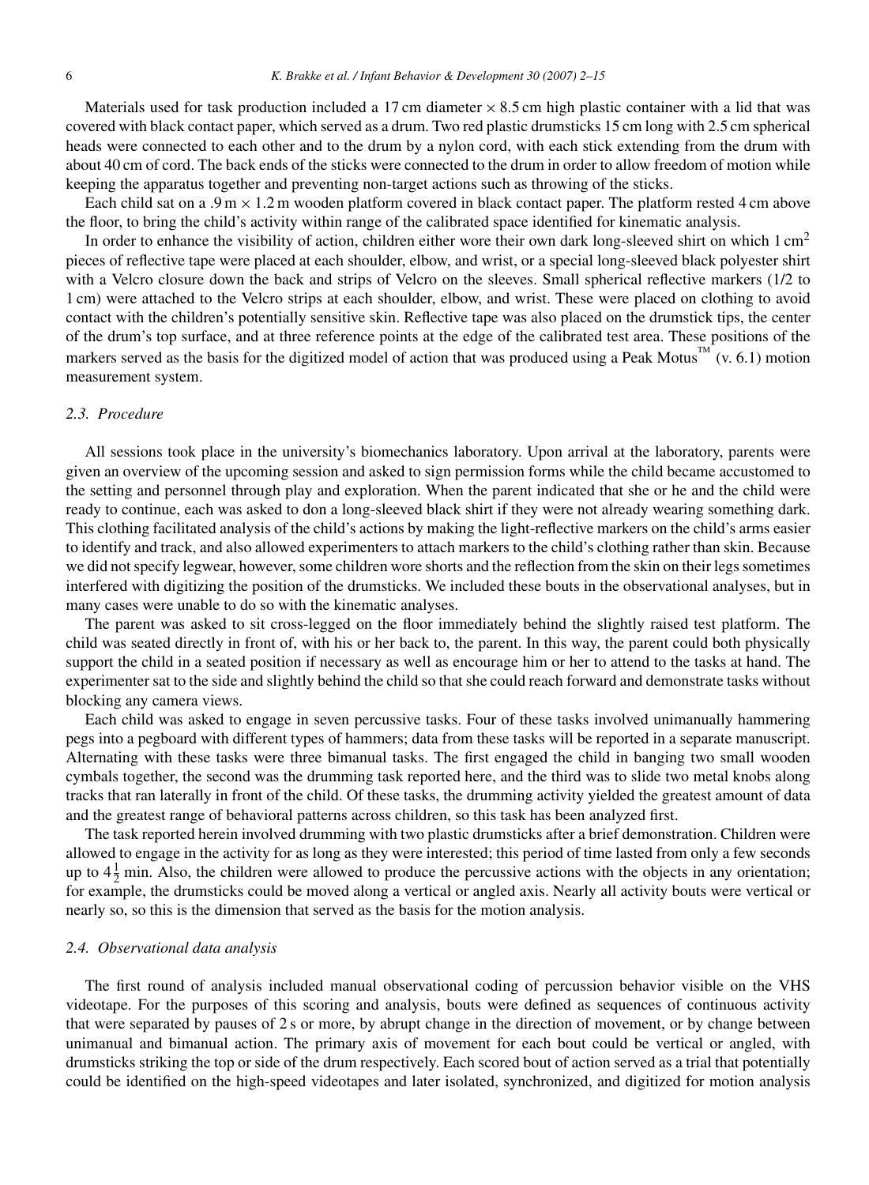Materials used for task production included a 17 cm diameter × 8.5 cm high plastic container with a lid that was covered with black contact paper, which served as a drum. Two red plastic drumsticks 15 cm long with 2.5 cm spherical heads were connected to each other and to the drum by a nylon cord, with each stick extending from the drum with about 40 cm of cord. The back ends of the sticks were connected to the drum in order to allow freedom of motion while keeping the apparatus together and preventing non-target actions such as throwing of the sticks.

Each child sat on a .9 m × 1.2 m wooden platform covered in black contact paper. The platform rested 4 cm above the floor, to bring the child's activity within range of the calibrated space identified for kinematic analysis.

In order to enhance the visibility of action, children either wore their own dark long-sleeved shirt on which 1 $cm^2$ pieces of reflective tape were placed at each shoulder, elbow, and wrist, or a special long-sleeved black polyester shirt with a Velcro closure down the back and strips of Velcro on the sleeves. Small spherical reflective markers (1/2 to 1 cm) were attached to the Velcro strips at each shoulder, elbow, and wrist. These were placed on clothing to avoid contact with the children's potentially sensitive skin. Reflective tape was also placed on the drumstick tips, the center of the drum's top surface, and at three reference points at the edge of the calibrated test area. These positions of the markers served as the basis for the digitized model of action that was produced using a Peak Motus™ (v. 6.1) motion measurement system.

### 2.3. Procedure

All sessions took place in the university's biomechanics laboratory. Upon arrival at the laboratory, parents were given an overview of the upcoming session and asked to sign permission forms while the child became accustomed to the setting and personnel through play and exploration. When the parent indicated that she or he and the child were ready to continue, each was asked to don a long-sleeved black shirt if they were not already wearing something dark. This clothing facilitated analysis of the child's actions by making the light-reflective markers on the child's arms easier to identify and track, and also allowed experimenters to attach markers to the child's clothing rather than skin. Because we did not specify legwear, however, some children wore shorts and the reflection from the skin on their legs sometimes interfered with digitizing the position of the drumsticks. We included these bouts in the observational analyses, but in many cases were unable to do so with the kinematic analyses.

The parent was asked to sit cross-legged on the floor immediately behind the slightly raised test platform. The child was seated directly in front of, with his or her back to, the parent. In this way, the parent could both physically support the child in a seated position if necessary as well as encourage him or her to attend to the tasks at hand. The experimenter sat to the side and slightly behind the child so that she could reach forward and demonstrate tasks without blocking any camera views.

Each child was asked to engage in seven percussive tasks. Four of these tasks involved unimanually hammering pegs into a pegboard with different types of hammers; data from these tasks will be reported in a separate manuscript. Alternating with these tasks were three bimanual tasks. The first engaged the child in banging two small wooden cymbals together, the second was the drumming task reported here, and the third was to slide two metal knobs along tracks that ran laterally in front of the child. Of these tasks, the drumming activity yielded the greatest amount of data and the greatest range of behavioral patterns across children, so this task has been analyzed first.

The task reported herein involved drumming with two plastic drumsticks after a brief demonstration. Children were allowed to engage in the activity for as long as they were interested; this period of time lasted from only a few seconds up to $4\frac{1}{2}$ min. Also, the children were allowed to produce the percussive actions with the objects in any orientation; for example, the drumsticks could be moved along a vertical or angled axis. Nearly all activity bouts were vertical or nearly so, so this is the dimension that served as the basis for the motion analysis.

### 2.4. Observational data analysis

The first round of analysis included manual observational coding of percussion behavior visible on the VHS videotape. For the purposes of this scoring and analysis, bouts were defined as sequences of continuous activity that were separated by pauses of 2 s or more, by abrupt change in the direction of movement, or by change between unimanual and bimanual action. The primary axis of movement for each bout could be vertical or angled, with drumsticks striking the top or side of the drum respectively. Each scored bout of action served as a trial that potentially could be identified on the high-speed videotapes and later isolated, synchronized, and digitized for motion analysis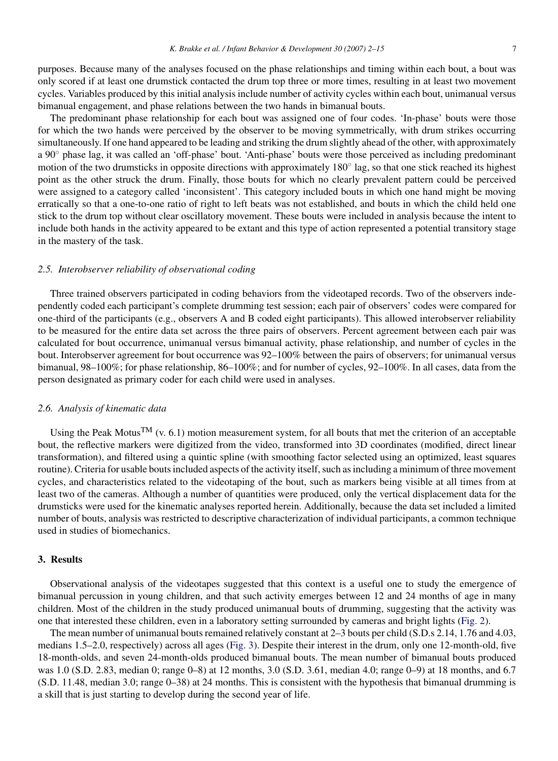purposes. Because many of the analyses focused on the phase relationships and timing within each bout, a bout was only scored if at least one drumstick contacted the drum top three or more times, resulting in at least two movement cycles. Variables produced by this initial analysis include number of activity cycles within each bout, unimanual versus bimanual engagement, and phase relations between the two hands in bimanual bouts.

The predominant phase relationship for each bout was assigned one of four codes. 'In-phase' bouts were those for which the two hands were perceived by the observer to be moving symmetrically, with drum strikes occurring simultaneously. If one hand appeared to be leading and striking the drum slightly ahead of the other, with approximately a 90° phase lag, it was called an 'off-phase' bout. 'Anti-phase' bouts were those perceived as including predominant motion of the two drumsticks in opposite directions with approximately 180° lag, so that one stick reached its highest point as the other struck the drum. Finally, those bouts for which no clearly prevalent pattern could be perceived were assigned to a category called 'inconsistent'. This category included bouts in which one hand might be moving erratically so that a one-to-one ratio of right to left beats was not established, and bouts in which the child held one stick to the drum top without clear oscillatory movement. These bouts were included in analysis because the intent to include both hands in the activity appeared to be extant and this type of action represented a potential transitory stage in the mastery of the task.

### 2.5. Interobserver reliability of observational coding

Three trained observers participated in coding behaviors from the videotaped records. Two of the observers independently coded each participant's complete drumming test session; each pair of observers' codes were compared for one-third of the participants (e.g., observers A and B coded eight participants). This allowed interobserver reliability to be measured for the entire data set across the three pairs of observers. Percent agreement between each pair was calculated for bout occurrence, unimanual versus bimanual activity, phase relationship, and number of cycles in the bout. Interobserver agreement for bout occurrence was 92–100% between the pairs of observers; for unimanual versus bimanual, 98–100%; for phase relationship, 86–100%; and for number of cycles, 92–100%. In all cases, data from the person designated as primary coder for each child were used in analyses.

### 2.6. Analysis of kinematic data

Using the Peak Motus™ (v. 6.1) motion measurement system, for all bouts that met the criterion of an acceptable bout, the reflective markers were digitized from the video, transformed into 3D coordinates (modified, direct linear transformation), and filtered using a quintic spline (with smoothing factor selected using an optimized, least squares routine). Criteria for usable bouts included aspects of the activity itself, such as including a minimum of three movement cycles, and characteristics related to the videotaping of the bout, such as markers being visible at all times from at least two of the cameras. Although a number of quantities were produced, only the vertical displacement data for the drumsticks were used for the kinematic analyses reported herein. Additionally, because the data set included a limited number of bouts, analysis was restricted to descriptive characterization of individual participants, a common technique used in studies of biomechanics.

## 3. Results

Observational analysis of the videotapes suggested that this context is a useful one to study the emergence of bimanual percussion in young children, and that such activity emerges between 12 and 24 months of age in many children. Most of the children in the study produced unimanual bouts of drumming, suggesting that the activity was one that interested these children, even in a laboratory setting surrounded by cameras and bright lights (Fig. 2).

The mean number of unimanual bouts remained relatively constant at 2–3 bouts per child (S.D.s 2.14, 1.76 and 4.03, medians 1.5–2.0, respectively) across all ages (Fig. 3). Despite their interest in the drum, only one 12-month-old, five 18-month-olds, and seven 24-month-olds produced bimanual bouts. The mean number of bimanual bouts produced was 1.0 (S.D. 2.83, median 0; range 0–8) at 12 months, 3.0 (S.D. 3.61, median 4.0; range 0–9) at 18 months, and 6.7 (S.D. 11.48, median 3.0; range 0–38) at 24 months. This is consistent with the hypothesis that bimanual drumming is a skill that is just starting to develop during the second year of life.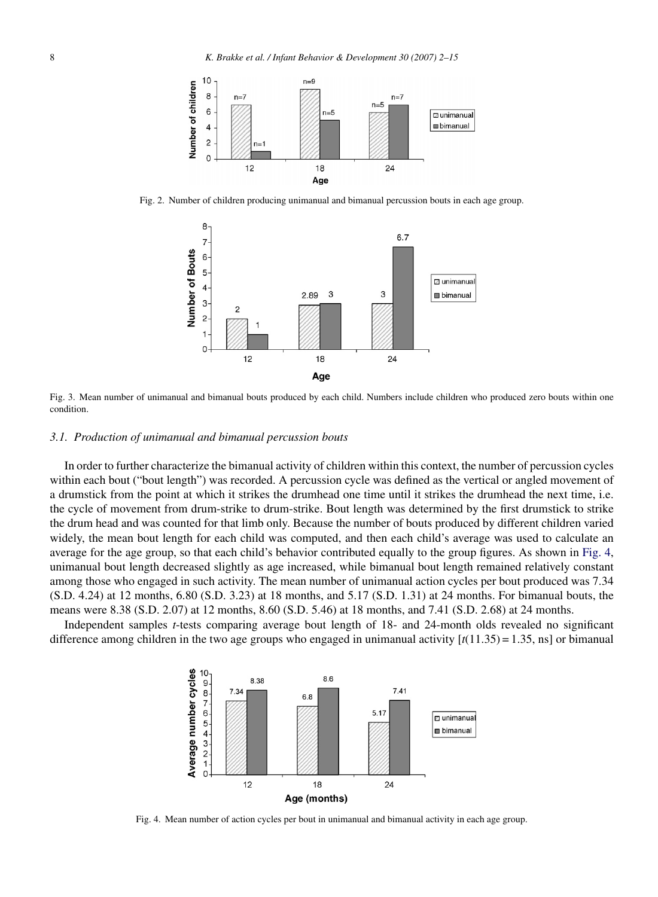Fig. 2. Number of children producing unimanual and bimanual percussion bouts in each age group.

Fig. 3. Mean number of unimanual and bimanual bouts produced by each child. Numbers include children who produced zero bouts within one condition.

### 3.1. Production of unimanual and bimanual percussion bouts

In order to further characterize the bimanual activity of children within this context, the number of percussion cycles within each bout ("bout length") was recorded. A percussion cycle was defined as the vertical or angled movement of a drumstick from the point at which it strikes the drumhead one time until it strikes the drumhead the next time, i.e. the cycle of movement from drum-strike to drum-strike. Bout length was determined by the first drumstick to strike the drum head and was counted for that limb only. Because the number of bouts produced by different children varied widely, the mean bout length for each child was computed, and then each child's average was used to calculate an average for the age group, so that each child's behavior contributed equally to the group figures. As shown in Fig. 4, unimanual bout length decreased slightly as age increased, while bimanual bout length remained relatively constant among those who engaged in such activity. The mean number of unimanual action cycles per bout produced was 7.34 (S.D. 4.24) at 12 months, 6.80 (S.D. 3.23) at 18 months, and 5.17 (S.D. 1.31) at 24 months. For bimanual bouts, the means were 8.38 (S.D. 2.07) at 12 months, 8.60 (S.D. 5.46) at 18 months, and 7.41 (S.D. 2.68) at 24 months.

Independent samples *t*-tests comparing average bout length of 18- and 24-month olds revealed no significant difference among children in the two age groups who engaged in unimanual activity [$t(11.35) = 1.35$, ns] or bimanual

Fig. 4. Mean number of action cycles per bout in unimanual and bimanual activity in each age group.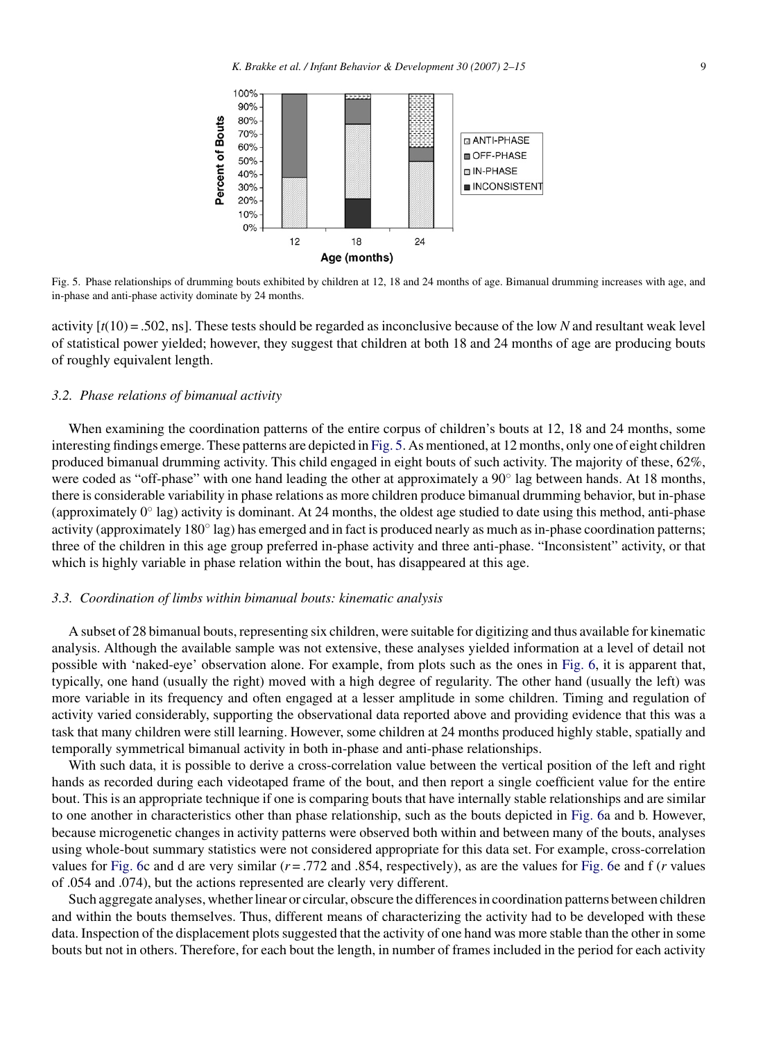Fig. 5. Phase relationships of drumming bouts exhibited by children at 12, 18 and 24 months of age. Bimanual drumming increases with age, and in-phase and anti-phase activity dominate by 24 months.

activity [$t(10) = .502$, ns]. These tests should be regarded as inconclusive because of the low *N* and resultant weak level of statistical power yielded; however, they suggest that children at both 18 and 24 months of age are producing bouts of roughly equivalent length.

### 3.2. Phase relations of bimanual activity

When examining the coordination patterns of the entire corpus of children's bouts at 12, 18 and 24 months, some interesting findings emerge. These patterns are depicted in Fig. 5. As mentioned, at 12 months, only one of eight children produced bimanual drumming activity. This child engaged in eight bouts of such activity. The majority of these, 62%, were coded as "off-phase" with one hand leading the other at approximately a 90° lag between hands. At 18 months, there is considerable variability in phase relations as more children produce bimanual drumming behavior, but in-phase (approximately 0° lag) activity is dominant. At 24 months, the oldest age studied to date using this method, anti-phase activity (approximately 180° lag) has emerged and in fact is produced nearly as much as in-phase coordination patterns; three of the children in this age group preferred in-phase activity and three anti-phase. "Inconsistent" activity, or that which is highly variable in phase relation within the bout, has disappeared at this age.

### 3.3. Coordination of limbs within bimanual bouts: kinematic analysis

A subset of 28 bimanual bouts, representing six children, were suitable for digitizing and thus available for kinematic analysis. Although the available sample was not extensive, these analyses yielded information at a level of detail not possible with 'naked-eye' observation alone. For example, from plots such as the ones in Fig. 6, it is apparent that, typically, one hand (usually the right) moved with a high degree of regularity. The other hand (usually the left) was more variable in its frequency and often engaged at a lesser amplitude in some children. Timing and regulation of activity varied considerably, supporting the observational data reported above and providing evidence that this was a task that many children were still learning. However, some children at 24 months produced highly stable, spatially and temporally symmetrical bimanual activity in both in-phase and anti-phase relationships.

With such data, it is possible to derive a cross-correlation value between the vertical position of the left and right hands as recorded during each videotaped frame of the bout, and then report a single coefficient value for the entire bout. This is an appropriate technique if one is comparing bouts that have internally stable relationships and are similar to one another in characteristics other than phase relationship, such as the bouts depicted in Fig. 6a and b. However, because microgenetic changes in activity patterns were observed both within and between many of the bouts, analyses using whole-bout summary statistics were not considered appropriate for this data set. For example, cross-correlation values for Fig. 6c and d are very similar ($r = .772$ and .854, respectively), as are the values for Fig. 6e and f ($r$ values of .054 and .074), but the actions represented are clearly very different.

Such aggregate analyses, whether linear or circular, obscure the differences in coordination patterns between children and within the bouts themselves. Thus, different means of characterizing the activity had to be developed with these data. Inspection of the displacement plots suggested that the activity of one hand was more stable than the other in some bouts but not in others. Therefore, for each bout the length, in number of frames included in the period for each activity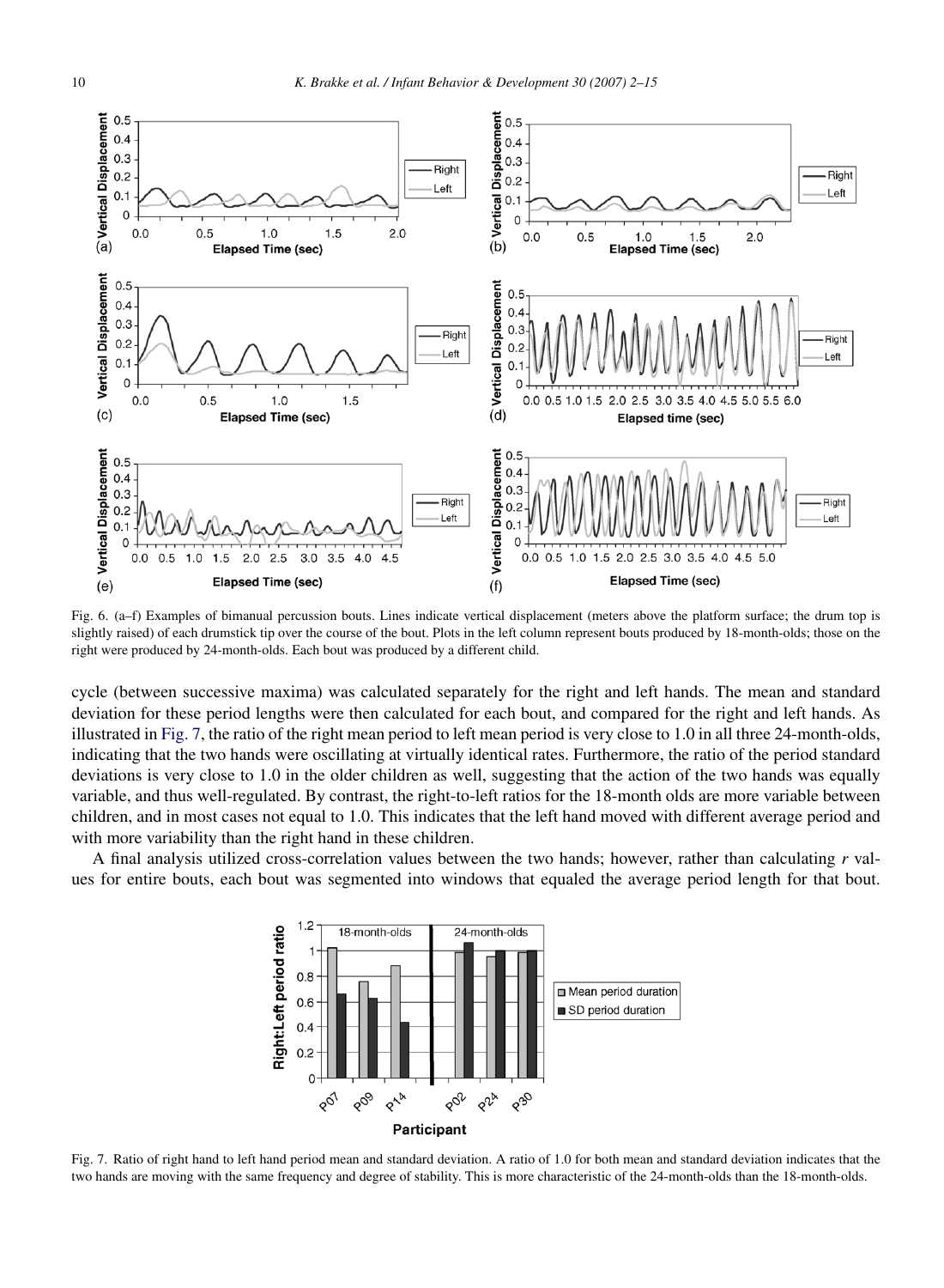Fig. 6. (a–f) Examples of bimanual percussion bouts. Lines indicate vertical displacement (meters above the platform surface; the drum top is slightly raised) of each drumstick tip over the course of the bout. Plots in the left column represent bouts produced by 18-month-olds; those on the right were produced by 24-month-olds. Each bout was produced by a different child.

cycle (between successive maxima) was calculated separately for the right and left hands. The mean and standard deviation for these period lengths were then calculated for each bout, and compared for the right and left hands. As illustrated in Fig. 7, the ratio of the right mean period to left mean period is very close to 1.0 in all three 24-month-olds, indicating that the two hands were oscillating at virtually identical rates. Furthermore, the ratio of the period standard deviations is very close to 1.0 in the older children as well, suggesting that the action of the two hands was equally variable, and thus well-regulated. By contrast, the right-to-left ratios for the 18-month olds are more variable between children, and in most cases not equal to 1.0. This indicates that the left hand moved with different average period and with more variability than the right hand in these children.

A final analysis utilized cross-correlation values between the two hands; however, rather than calculating $r$ values for entire bouts, each bout was segmented into windows that equaled the average period length for that bout.

Fig. 7. Ratio of right hand to left hand period mean and standard deviation. A ratio of 1.0 for both mean and standard deviation indicates that the two hands are moving with the same frequency and degree of stability. This is more characteristic of the 24-month-olds than the 18-month-olds.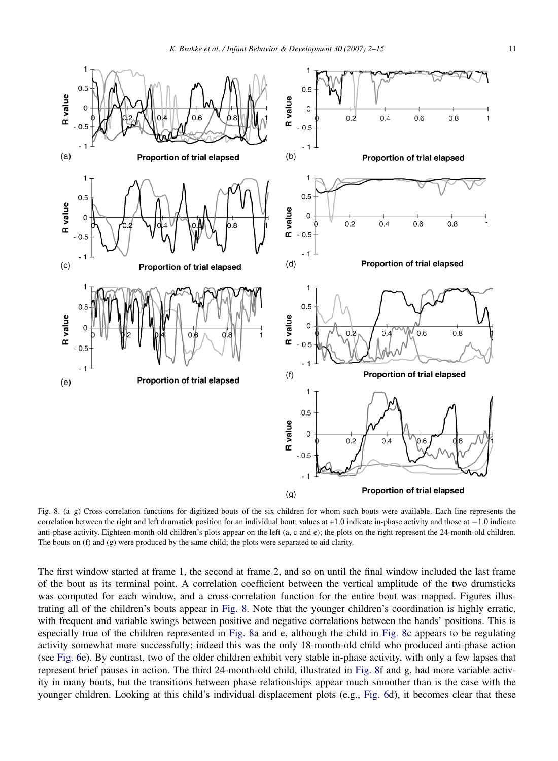Fig. 8. (a–g) Cross-correlation functions for digitized bouts of the six children for whom such bouts were available. Each line represents the correlation between the right and left drumstick position for an individual bout; values at +1.0 indicate in-phase activity and those at −1.0 indicate anti-phase activity. Eighteen-month-old children's plots appear on the left (a, c and e); the plots on the right represent the 24-month-old children. The bouts on (f) and (g) were produced by the same child; the plots were separated to aid clarity.

The first window started at frame 1, the second at frame 2, and so on until the final window included the last frame of the bout as its terminal point. A correlation coefficient between the vertical amplitude of the two drumsticks was computed for each window, and a cross-correlation function for the entire bout was mapped. Figures illustrating all of the children's bouts appear in Fig. 8. Note that the younger children's coordination is highly erratic, with frequent and variable swings between positive and negative correlations between the hands' positions. This is especially true of the children represented in Fig. 8a and e, although the child in Fig. 8c appears to be regulating activity somewhat more successfully; indeed this was the only 18-month-old child who produced anti-phase action (see Fig. 6e). By contrast, two of the older children exhibit very stable in-phase activity, with only a few lapses that represent brief pauses in action. The third 24-month-old child, illustrated in Fig. 8f and g, had more variable activity in many bouts, but the transitions between phase relationships appear much smoother than is the case with the younger children. Looking at this child's individual displacement plots (e.g., Fig. 6d), it becomes clear that these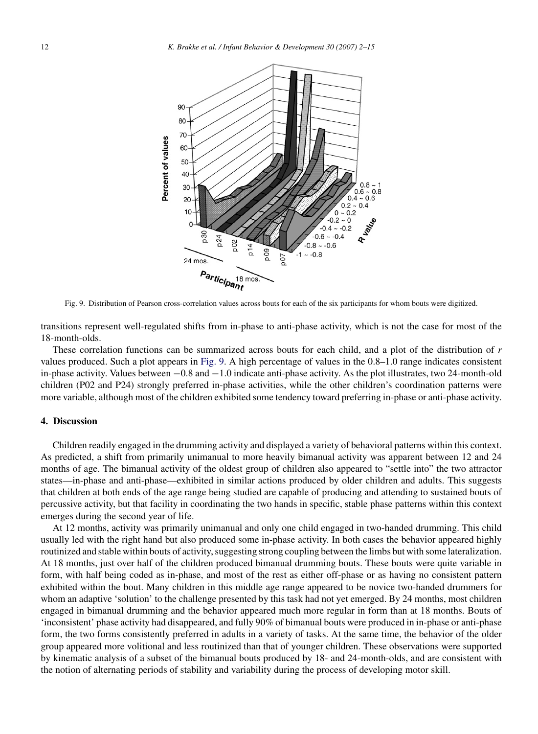Fig. 9. Distribution of Pearson cross-correlation values across bouts for each of the six participants for whom bouts were digitized.

transitions represent well-regulated shifts from in-phase to anti-phase activity, which is not the case for most of the 18-month-olds.

These correlation functions can be summarized across bouts for each child, and a plot of the distribution of *r* values produced. Such a plot appears in Fig. 9. A high percentage of values in the 0.8–1.0 range indicates consistent in-phase activity. Values between −0.8 and −1.0 indicate anti-phase activity. As the plot illustrates, two 24-month-old children (P02 and P24) strongly preferred in-phase activities, while the other children's coordination patterns were more variable, although most of the children exhibited some tendency toward preferring in-phase or anti-phase activity.

## 4. Discussion

Children readily engaged in the drumming activity and displayed a variety of behavioral patterns within this context. As predicted, a shift from primarily unimanual to more heavily bimanual activity was apparent between 12 and 24 months of age. The bimanual activity of the oldest group of children also appeared to "settle into" the two attractor states—in-phase and anti-phase—exhibited in similar actions produced by older children and adults. This suggests that children at both ends of the age range being studied are capable of producing and attending to sustained bouts of percussive activity, but that facility in coordinating the two hands in specific, stable phase patterns within this context emerges during the second year of life.

At 12 months, activity was primarily unimanual and only one child engaged in two-handed drumming. This child usually led with the right hand but also produced some in-phase activity. In both cases the behavior appeared highly routinized and stable within bouts of activity, suggesting strong coupling between the limbs but with some lateralization. At 18 months, just over half of the children produced bimanual drumming bouts. These bouts were quite variable in form, with half being coded as in-phase, and most of the rest as either off-phase or as having no consistent pattern exhibited within the bout. Many children in this middle age range appeared to be novice two-handed drummers for whom an adaptive 'solution' to the challenge presented by this task had not yet emerged. By 24 months, most children engaged in bimanual drumming and the behavior appeared much more regular in form than at 18 months. Bouts of 'inconsistent' phase activity had disappeared, and fully 90% of bimanual bouts were produced in in-phase or anti-phase form, the two forms consistently preferred in adults in a variety of tasks. At the same time, the behavior of the older group appeared more volitional and less routinized than that of younger children. These observations were supported by kinematic analysis of a subset of the bimanual bouts produced by 18- and 24-month-olds, and are consistent with the notion of alternating periods of stability and variability during the process of developing motor skill.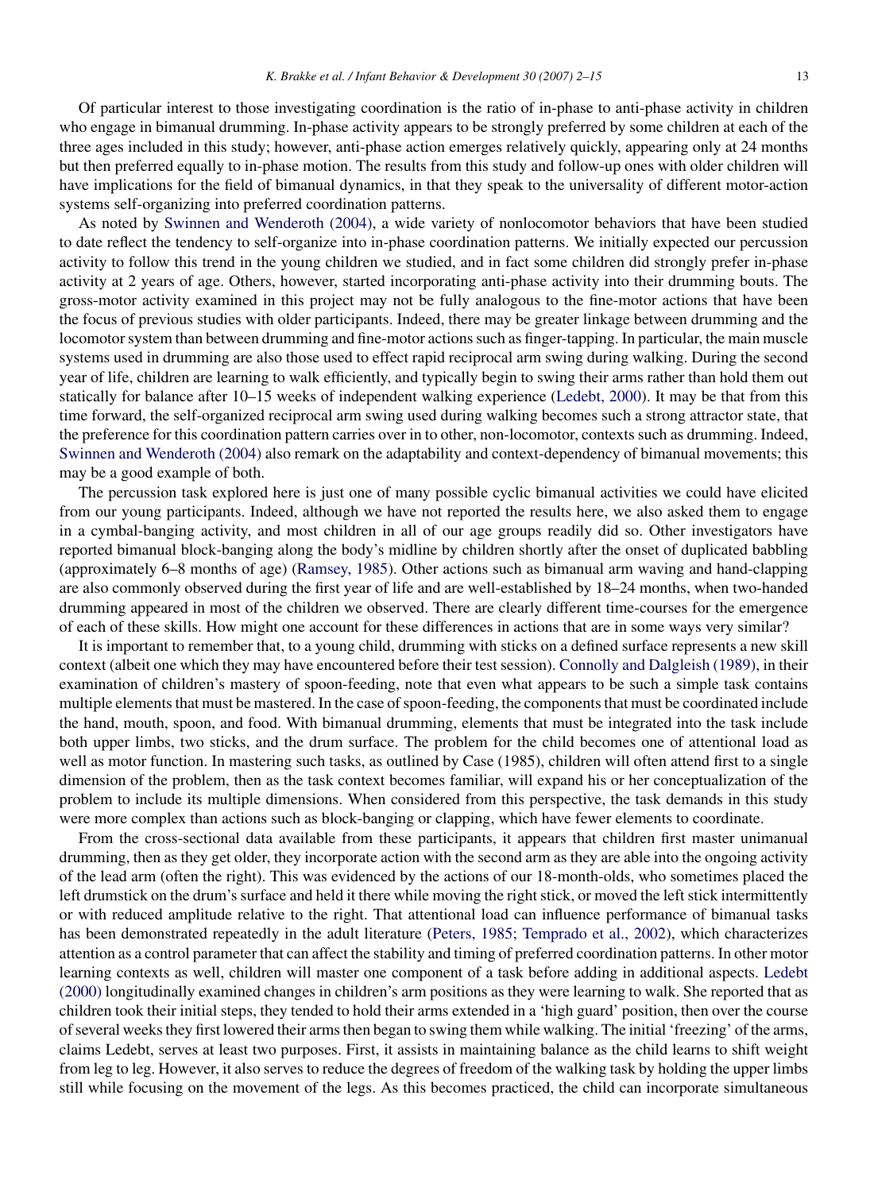Of particular interest to those investigating coordination is the ratio of in-phase to anti-phase activity in children who engage in bimanual drumming. In-phase activity appears to be strongly preferred by some children at each of the three ages included in this study; however, anti-phase action emerges relatively quickly, appearing only at 24 months but then preferred equally to in-phase motion. The results from this study and follow-up ones with older children will have implications for the field of bimanual dynamics, in that they speak to the universality of different motor-action systems self-organizing into preferred coordination patterns.

As noted by Swinnen and Wenderoth (2004), a wide variety of nonlocomotor behaviors that have been studied to date reflect the tendency to self-organize into in-phase coordination patterns. We initially expected our percussion activity to follow this trend in the young children we studied, and in fact some children did strongly prefer in-phase activity at 2 years of age. Others, however, started incorporating anti-phase activity into their drumming bouts. The gross-motor activity examined in this project may not be fully analogous to the fine-motor actions that have been the focus of previous studies with older participants. Indeed, there may be greater linkage between drumming and the locomotor system than between drumming and fine-motor actions such as finger-tapping. In particular, the main muscle systems used in drumming are also those used to effect rapid reciprocal arm swing during walking. During the second year of life, children are learning to walk efficiently, and typically begin to swing their arms rather than hold them out statically for balance after 10–15 weeks of independent walking experience (Ledebt, 2000). It may be that from this time forward, the self-organized reciprocal arm swing used during walking becomes such a strong attractor state, that the preference for this coordination pattern carries over in to other, non-locomotor, contexts such as drumming. Indeed, Swinnen and Wenderoth (2004) also remark on the adaptability and context-dependency of bimanual movements; this may be a good example of both.

The percussion task explored here is just one of many possible cyclic bimanual activities we could have elicited from our young participants. Indeed, although we have not reported the results here, we also asked them to engage in a cymbal-banging activity, and most children in all of our age groups readily did so. Other investigators have reported bimanual block-banging along the body's midline by children shortly after the onset of duplicated babbling (approximately 6–8 months of age) (Ramsey, 1985). Other actions such as bimanual arm waving and hand-clapping are also commonly observed during the first year of life and are well-established by 18–24 months, when two-handed drumming appeared in most of the children we observed. There are clearly different time-courses for the emergence of each of these skills. How might one account for these differences in actions that are in some ways very similar?

It is important to remember that, to a young child, drumming with sticks on a defined surface represents a new skill context (albeit one which they may have encountered before their test session). Connolly and Dalgleish (1989), in their examination of children's mastery of spoon-feeding, note that even what appears to be such a simple task contains multiple elements that must be mastered. In the case of spoon-feeding, the components that must be coordinated include the hand, mouth, spoon, and food. With bimanual drumming, elements that must be integrated into the task include both upper limbs, two sticks, and the drum surface. The problem for the child becomes one of attentional load as well as motor function. In mastering such tasks, as outlined by Case (1985), children will often attend first to a single dimension of the problem, then as the task context becomes familiar, will expand his or her conceptualization of the problem to include its multiple dimensions. When considered from this perspective, the task demands in this study were more complex than actions such as block-banging or clapping, which have fewer elements to coordinate.

From the cross-sectional data available from these participants, it appears that children first master unimanual drumming, then as they get older, they incorporate action with the second arm as they are able into the ongoing activity of the lead arm (often the right). This was evidenced by the actions of our 18-month-olds, who sometimes placed the left drumstick on the drum's surface and held it there while moving the right stick, or moved the left stick intermittently or with reduced amplitude relative to the right. That attentional load can influence performance of bimanual tasks has been demonstrated repeatedly in the adult literature (Peters, 1985; Temprado et al., 2002), which characterizes attention as a control parameter that can affect the stability and timing of preferred coordination patterns. In other motor learning contexts as well, children will master one component of a task before adding in additional aspects. Ledebt (2000) longitudinally examined changes in children's arm positions as they were learning to walk. She reported that as children took their initial steps, they tended to hold their arms extended in a 'high guard' position, then over the course of several weeks they first lowered their arms then began to swing them while walking. The initial 'freezing' of the arms, claims Ledebt, serves at least two purposes. First, it assists in maintaining balance as the child learns to shift weight from leg to leg. However, it also serves to reduce the degrees of freedom of the walking task by holding the upper limbs still while focusing on the movement of the legs. As this becomes practiced, the child can incorporate simultaneous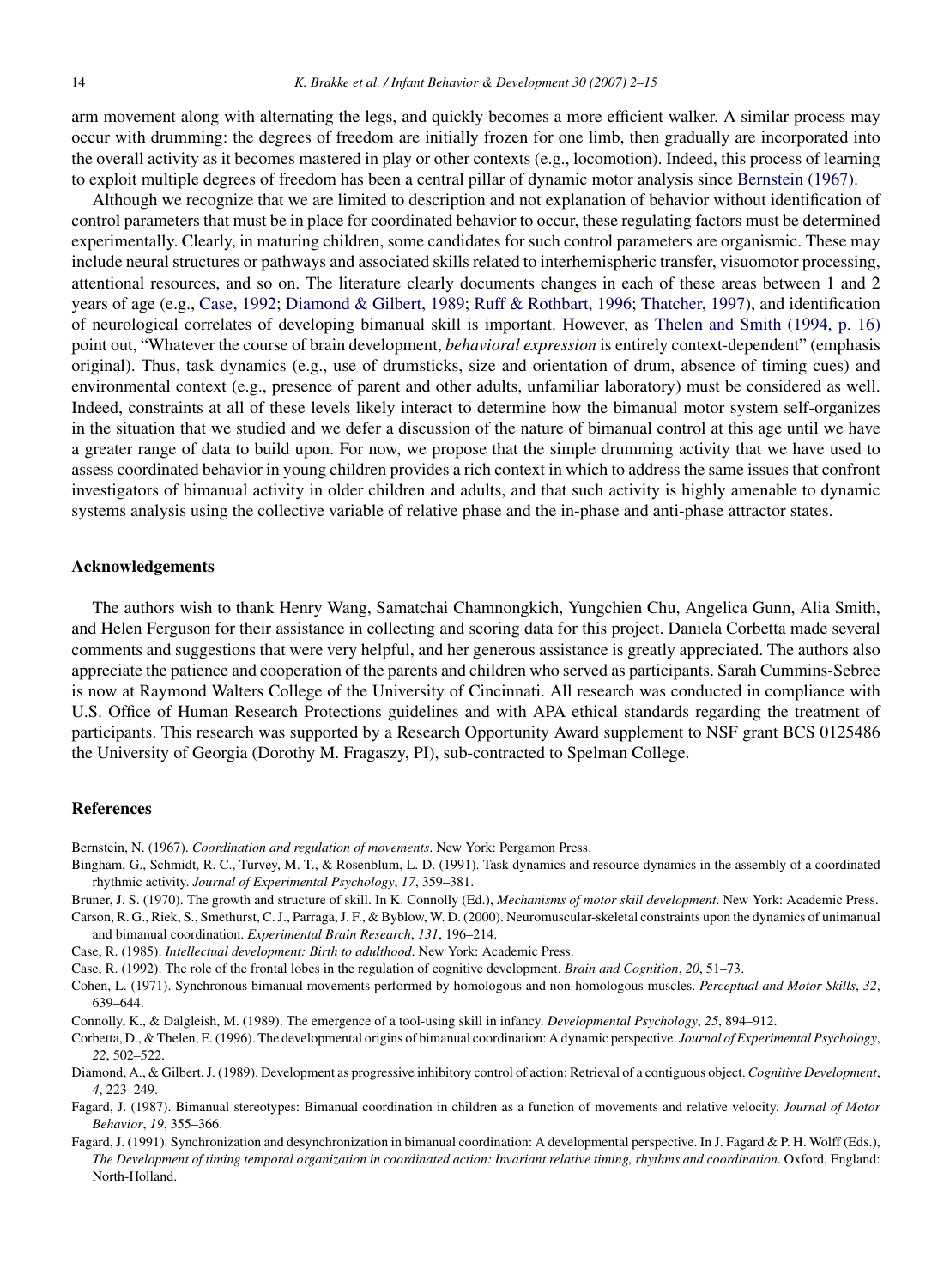arm movement along with alternating the legs, and quickly becomes a more efficient walker. A similar process may occur with drumming: the degrees of freedom are initially frozen for one limb, then gradually are incorporated into the overall activity as it becomes mastered in play or other contexts (e.g., locomotion). Indeed, this process of learning to exploit multiple degrees of freedom has been a central pillar of dynamic motor analysis since Bernstein (1967).

Although we recognize that we are limited to description and not explanation of behavior without identification of control parameters that must be in place for coordinated behavior to occur, these regulating factors must be determined experimentally. Clearly, in maturing children, some candidates for such control parameters are organismic. These may include neural structures or pathways and associated skills related to interhemispheric transfer, visuomotor processing, attentional resources, and so on. The literature clearly documents changes in each of these areas between 1 and 2 years of age (e.g., Case, 1992; Diamond & Gilbert, 1989; Ruff & Rothbart, 1996; Thatcher, 1997), and identification of neurological correlates of developing bimanual skill is important. However, as Thelen and Smith (1994, p. 16) point out, "Whatever the course of brain development, *behavioral expression* is entirely context-dependent" (emphasis original). Thus, task dynamics (e.g., use of drumsticks, size and orientation of drum, absence of timing cues) and environmental context (e.g., presence of parent and other adults, unfamiliar laboratory) must be considered as well. Indeed, constraints at all of these levels likely interact to determine how the bimanual motor system self-organizes in the situation that we studied and we defer a discussion of the nature of bimanual control at this age until we have a greater range of data to build upon. For now, we propose that the simple drumming activity that we have used to assess coordinated behavior in young children provides a rich context in which to address the same issues that confront investigators of bimanual activity in older children and adults, and that such activity is highly amenable to dynamic systems analysis using the collective variable of relative phase and the in-phase and anti-phase attractor states.

## Acknowledgements

The authors wish to thank Henry Wang, Samatchai Chamnongkich, Yungchien Chu, Angelica Gunn, Alia Smith, and Helen Ferguson for their assistance in collecting and scoring data for this project. Daniela Corbetta made several comments and suggestions that were very helpful, and her generous assistance is greatly appreciated. The authors also appreciate the patience and cooperation of the parents and children who served as participants. Sarah Cummins-Sebree is now at Raymond Walters College of the University of Cincinnati. All research was conducted in compliance with U.S. Office of Human Research Protections guidelines and with APA ethical standards regarding the treatment of participants. This research was supported by a Research Opportunity Award supplement to NSF grant BCS 0125486 the University of Georgia (Dorothy M. Fragaszy, PI), sub-contracted to Spelman College.

## References

Bernstein, N. (1967). *Coordination and regulation of movements*. New York: Pergamon Press.

Bingham, G., Schmidt, R. C., Turvey, M. T., & Rosenblum, L. D. (1991). Task dynamics and resource dynamics in the assembly of a coordinated rhythmic activity. *Journal of Experimental Psychology*, *17*, 359–381.

Bruner, J. S. (1970). The growth and structure of skill. In K. Connolly (Ed.), *Mechanisms of motor skill development*. New York: Academic Press.

Carson, R. G., Riek, S., Smethurst, C. J., Parraga, J. F., & Byblow, W. D. (2000). Neuromuscular-skeletal constraints upon the dynamics of unimanual and bimanual coordination. *Experimental Brain Research*, *131*, 196–214.

Case, R. (1985). *Intellectual development: Birth to adulthood*. New York: Academic Press.

Case, R. (1992). The role of the frontal lobes in the regulation of cognitive development. *Brain and Cognition*, *20*, 51–73.

Cohen, L. (1971). Synchronous bimanual movements performed by homologous and non-homologous muscles. *Perceptual and Motor Skills*, *32*, 639–644.

Connolly, K., & Dalgleish, M. (1989). The emergence of a tool-using skill in infancy. *Developmental Psychology*, *25*, 894–912.

Corbetta, D., & Thelen, E. (1996). The developmental origins of bimanual coordination: A dynamic perspective. *Journal of Experimental Psychology*, *22*, 502–522.

Diamond, A., & Gilbert, J. (1989). Development as progressive inhibitory control of action: Retrieval of a contiguous object. *Cognitive Development*, *4*, 223–249.

Fagard, J. (1987). Bimanual stereotypes: Bimanual coordination in children as a function of movements and relative velocity. *Journal of Motor Behavior*, *19*, 355–366.

Fagard, J. (1991). Synchronization and desynchronization in bimanual coordination: A developmental perspective. In J. Fagard & P. H. Wolff (Eds.), *The Development of timing temporal organization in coordinated action: Invariant relative timing, rhythms and coordination*. Oxford, England: North-Holland.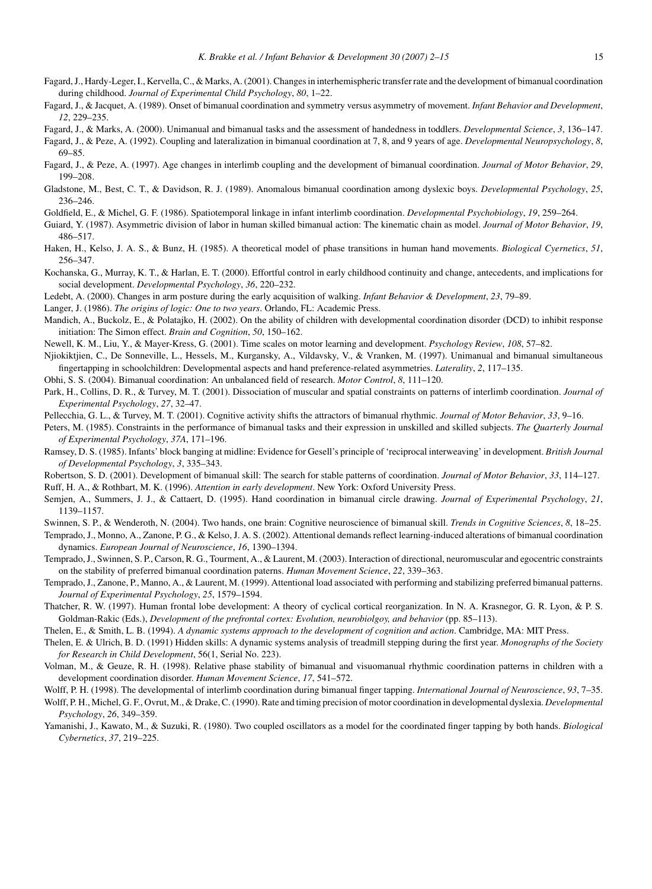Fagard, J., Hardy-Leger, I., Kervella, C., & Marks, A. (2001). Changes in interhemispheric transfer rate and the development of bimanual coordination during childhood. *Journal of Experimental Child Psychology*, *80*, 1–22.

Fagard, J., & Jacquet, A. (1989). Onset of bimanual coordination and symmetry versus asymmetry of movement. *Infant Behavior and Development*, *12*, 229–235.

Fagard, J., & Marks, A. (2000). Unimanual and bimanual tasks and the assessment of handedness in toddlers. *Developmental Science*, *3*, 136–147.

Fagard, J., & Peze, A. (1992). Coupling and lateralization in bimanual coordination at 7, 8, and 9 years of age. *Developmental Neuropsychology*, *8*, 69–85.

Fagard, J., & Peze, A. (1997). Age changes in interlimb coupling and the development of bimanual coordination. *Journal of Motor Behavior*, *29*, 199–208.

Gladstone, M., Best, C. T., & Davidson, R. J. (1989). Anomalous bimanual coordination among dyslexic boys. *Developmental Psychology*, *25*, 236–246.

Goldfield, E., & Michel, G. F. (1986). Spatiotemporal linkage in infant interlimb coordination. *Developmental Psychobiology*, *19*, 259–264.

Guiard, Y. (1987). Asymmetric division of labor in human skilled bimanual action: The kinematic chain as model. *Journal of Motor Behavior*, *19*, 486–517.

Haken, H., Kelso, J. A. S., & Bunz, H. (1985). A theoretical model of phase transitions in human hand movements. *Biological Cyernetics*, *51*, 256–347.

Kochanska, G., Murray, K. T., & Harlan, E. T. (2000). Effortful control in early childhood continuity and change, antecedents, and implications for social development. *Developmental Psychology*, *36*, 220–232.

Ledebt, A. (2000). Changes in arm posture during the early acquisition of walking. *Infant Behavior & Development*, *23*, 79–89.

Langer, J. (1986). *The origins of logic: One to two years*. Orlando, FL: Academic Press.

Mandich, A., Buckolz, E., & Polatajko, H. (2002). On the ability of children with developmental coordination disorder (DCD) to inhibit response initiation: The Simon effect. *Brain and Cognition*, *50*, 150–162.

Newell, K. M., Liu, Y., & Mayer-Kress, G. (2001). Time scales on motor learning and development. *Psychology Review*, *108*, 57–82.

Njiokiktjien, C., De Sonneville, L., Hessels, M., Kurgansky, A., Vildavsky, V., & Vranken, M. (1997). Unimanual and bimanual simultaneous fingertapping in schoolchildren: Developmental aspects and hand preference-related asymmetries. *Laterality*, *2*, 117–135.

Obhi, S. S. (2004). Bimanual coordination: An unbalanced field of research. *Motor Control*, *8*, 111–120.

Park, H., Collins, D. R., & Turvey, M. T. (2001). Dissociation of muscular and spatial constraints on patterns of interlimb coordination. *Journal of Experimental Psychology*, *27*, 32–47.

Pellecchia, G. L., & Turvey, M. T. (2001). Cognitive activity shifts the attractors of bimanual rhythmic. *Journal of Motor Behavior*, *33*, 9–16.

Peters, M. (1985). Constraints in the performance of bimanual tasks and their expression in unskilled and skilled subjects. *The Quarterly Journal of Experimental Psychology*, *37A*, 171–196.

Ramsey, D. S. (1985). Infants' block banging at midline: Evidence for Gesell's principle of 'reciprocal interweaving' in development. *British Journal of Developmental Psychology*, *3*, 335–343.

Robertson, S. D. (2001). Development of bimanual skill: The search for stable patterns of coordination. *Journal of Motor Behavior*, *33*, 114–127.

Ruff, H. A., & Rothbart, M. K. (1996). *Attention in early development*. New York: Oxford University Press.

Semjen, A., Summers, J. J., & Cattaert, D. (1995). Hand coordination in bimanual circle drawing. *Journal of Experimental Psychology*, *21*, 1139–1157.

Swinnen, S. P., & Wenderoth, N. (2004). Two hands, one brain: Cognitive neuroscience of bimanual skill. *Trends in Cognitive Sciences*, *8*, 18–25.

Temprado, J., Monno, A., Zanone, P. G., & Kelso, J. A. S. (2002). Attentional demands reflect learning-induced alterations of bimanual coordination dynamics. *European Journal of Neuroscience*, *16*, 1390–1394.

Temprado, J., Swinnen, S. P., Carson, R. G., Tourment, A., & Laurent, M. (2003). Interaction of directional, neuromuscular and egocentric constraints on the stability of preferred bimanual coordination paterns. *Human Movement Science*, *22*, 339–363.

Temprado, J., Zanone, P., Manno, A., & Laurent, M. (1999). Attentional load associated with performing and stabilizing preferred bimanual patterns. *Journal of Experimental Psychology*, *25*, 1579–1594.

Thatcher, R. W. (1997). Human frontal lobe development: A theory of cyclical cortical reorganization. In N. A. Krasnegor, G. R. Lyon, & P. S. Goldman-Rakic (Eds.), *Development of the prefrontal cortex: Evolution, neurobiolgoy, and behavior* (pp. 85–113).

Thelen, E., & Smith, L. B. (1994). *A dynamic systems approach to the development of cognition and action*. Cambridge, MA: MIT Press.

Thelen, E. & Ulrich, B. D. (1991) Hidden skills: A dynamic systems analysis of treadmill stepping during the first year. *Monographs of the Society for Research in Child Development*, 56(1, Serial No. 223).

Volman, M., & Geuze, R. H. (1998). Relative phase stability of bimanual and visuomanual rhythmic coordination patterns in children with a development coordination disorder. *Human Movement Science*, *17*, 541–572.

Wolff, P. H. (1998). The developmental of interlimb coordination during bimanual finger tapping. *International Journal of Neuroscience*, *93*, 7–35.

Wolff, P. H., Michel, G. F., Ovrut, M., & Drake, C. (1990). Rate and timing precision of motor coordination in developmental dyslexia. *Developmental Psychology*, *26*, 349–359.

Yamanishi, J., Kawato, M., & Suzuki, R. (1980). Two coupled oscillators as a model for the coordinated finger tapping by both hands. *Biological Cybernetics*, *37*, 219–225.